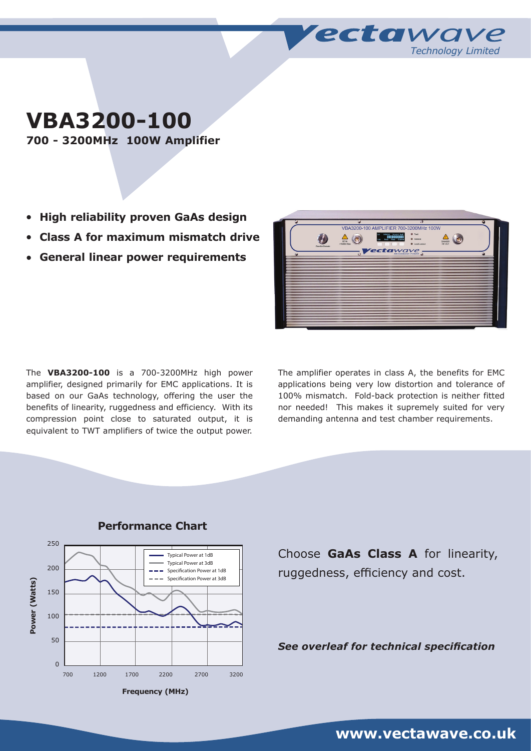Vectawave Technology Limited

# VBA3200-100

**700 - 3200MHz 100W Amplifier**

- **High reliability proven GaAs design**
- **Class A for maximum mismatch drive**
- **General linear power requirements**

The **VBA3200-100** is a 700-3200MHz high power amplifier, designed primarily for EMC applications. It is based on our GaAs technology, offering the user the benefits of linearity, ruggedness and efficiency. With its compression point close to saturated output, it is equivalent to TWT amplifiers of twice the output power.

The amplifier operates in class A, the benefits for EMC applications being very low distortion and tolerance of 100% mismatch. Fold-back protection is neither fitted nor needed! This makes it supremely suited for very demanding antenna and test chamber requirements.

## Performance Chart

Power (Watts) vs Frequency (MHz)

Legend: Typical Power at 1dB; Typical Power at 3dB; Specification Power at 1dB; Specification Power at 3dB

Choose **GaAs Class A** for linearity, ruggedness, efficiency and cost.

***See overleaf for technical specification***

**www.vectawave.co.uk**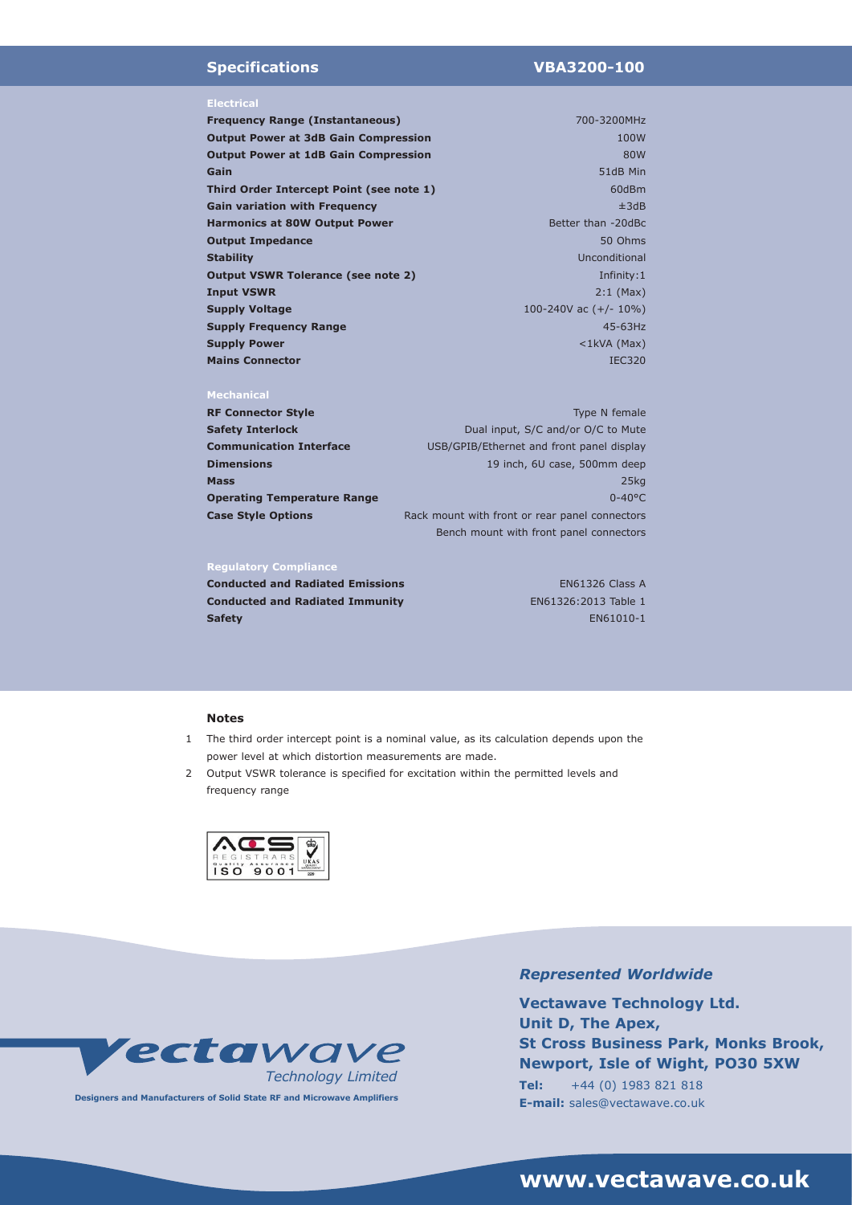## Specifications

**VBA3200-100**

### Electrical

| | |
|---|---|
| **Frequency Range (Instantaneous)** | 700-3200MHz |
| **Output Power at 3dB Gain Compression** | 100W |
| **Output Power at 1dB Gain Compression** | 80W |
| **Gain** | 51dB Min |
| **Third Order Intercept Point (see note 1)** | 60dBm |
| **Gain variation with Frequency** | ±3dB |
| **Harmonics at 80W Output Power** | Better than -20dBc |
| **Output Impedance** | 50 Ohms |
| **Stability** | Unconditional |
| **Output VSWR Tolerance (see note 2)** | Infinity:1 |
| **Input VSWR** | 2:1 (Max) |
| **Supply Voltage** | 100-240V ac (+/- 10%) |
| **Supply Frequency Range** | 45-63Hz |
| **Supply Power** | <1kVA (Max) |
| **Mains Connector** | IEC320 |

### Mechanical

| | |
|---|---|
| **RF Connector Style** | Type N female |
| **Safety Interlock** | Dual input, S/C and/or O/C to Mute |
| **Communication Interface** | USB/GPIB/Ethernet and front panel display |
| **Dimensions** | 19 inch, 6U case, 500mm deep |
| **Mass** | 25kg |
| **Operating Temperature Range** | 0-40°C |
| **Case Style Options** | Rack mount with front or rear panel connectors<br>Bench mount with front panel connectors |

### Regulatory Compliance

| | |
|---|---|
| **Conducted and Radiated Emissions** | EN61326 Class A |
| **Conducted and Radiated Immunity** | EN61326:2013 Table 1 |
| **Safety** | EN61010-1 |

**Notes**

1. The third order intercept point is a nominal value, as its calculation depends upon the power level at which distortion measurements are made.
2. Output VSWR tolerance is specified for excitation within the permitted levels and frequency range

ACS REGISTRARS Quality Assurance ISO 9001 UKAS

Vectawave Technology Limited

Designers and Manufacturers of Solid State RF and Microwave Amplifiers

*Represented Worldwide*

**Vectawave Technology Ltd.**
**Unit D, The Apex,**
**St Cross Business Park, Monks Brook,**
**Newport, Isle of Wight, PO30 5XW**

**Tel:** +44 (0) 1983 821 818
**E-mail:** sales@vectawave.co.uk

**www.vectawave.co.uk**